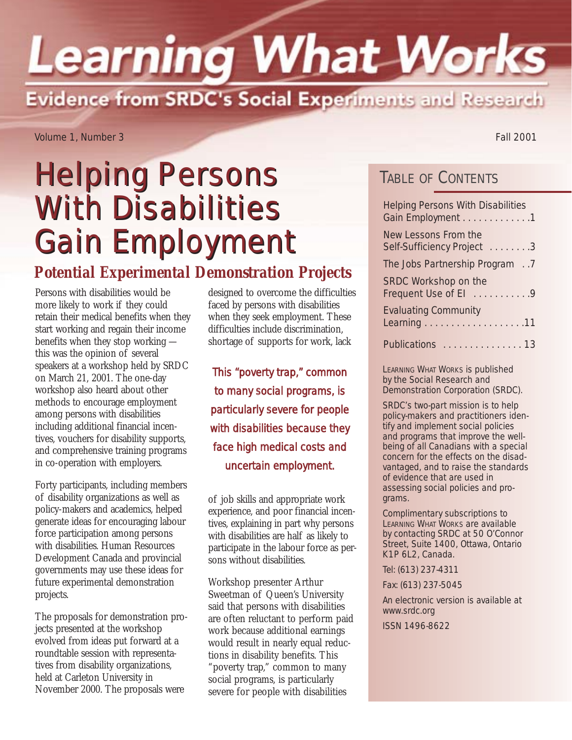# Learning What Works

## Evidence from SRDC's Social Experiments and Research

Volume 1, Number 3 — Fall 2001

# Helping Persons With Disabilities Gain Employment

## Potential Experimental Demonstration Projects

Persons with disabilities would be more likely to work if they could retain their medical benefits when they start working and regain their income benefits when they stop working — this was the opinion of several speakers at a workshop held by SRDC on March 21, 2001. The one-day workshop also heard about other methods to encourage employment among persons with disabilities including additional financial incentives, vouchers for disability supports, and comprehensive training programs in co-operation with employers.

Forty participants, including members of disability organizations as well as policy-makers and academics, helped generate ideas for encouraging labour force participation among persons with disabilities. Human Resources Development Canada and provincial governments may use these ideas for future experimental demonstration projects.

The proposals for demonstration projects presented at the workshop evolved from ideas put forward at a roundtable session with representatives from disability organizations, held at Carleton University in November 2000. The proposals were designed to overcome the difficulties faced by persons with disabilities when they seek employment. These difficulties include discrimination, shortage of supports for work, lack of job skills and appropriate work experience, and poor financial incentives, explaining in part why persons with disabilities are half as likely to participate in the labour force as persons without disabilities.

> This "poverty trap," common to many social programs, is particularly severe for people with disabilities because they face high medical costs and uncertain employment.

Workshop presenter Arthur Sweetman of Queen's University said that persons with disabilities are often reluctant to perform paid work because additional earnings would result in nearly equal reductions in disability benefits. This "poverty trap," common to many social programs, is particularly severe for people with disabilities

---

## Table of Contents

- Helping Persons With Disabilities Gain Employment . . . . . . . . . . . . .1
- New Lessons From the Self-Sufficiency Project . . . . . . . .3
- The Jobs Partnership Program . .7
- SRDC Workshop on the Frequent Use of EI . . . . . . . . . . .9
- Evaluating Community Learning . . . . . . . . . . . . . . . . . . .11
- Publications . . . . . . . . . . . . . . . 13

LEARNING WHAT WORKS is published by the Social Research and Demonstration Corporation (SRDC).

SRDC's two-part mission is to help policy-makers and practitioners identify and implement social policies and programs that improve the well-being of all Canadians with a special concern for the effects on the disadvantaged, and to raise the standards of evidence that are used in assessing social policies and programs.

Complimentary subscriptions to LEARNING WHAT WORKS are available by contacting SRDC at 50 O'Connor Street, Suite 1400, Ottawa, Ontario K1P 6L2, Canada.

Tel: (613) 237-4311

Fax: (613) 237-5045

An electronic version is available at www.srdc.org

ISSN 1496-8622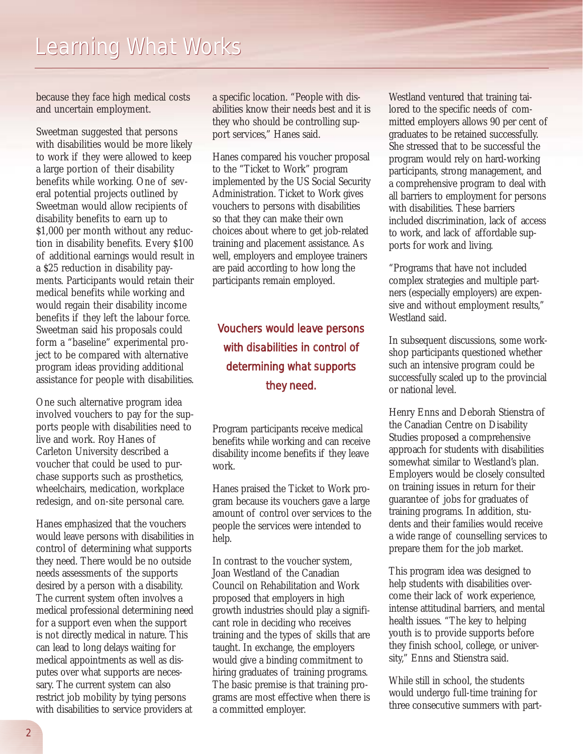# Learning What Works

because they face high medical costs and uncertain employment.

Sweetman suggested that persons with disabilities would be more likely to work if they were allowed to keep a large portion of their disability benefits while working. One of several potential projects outlined by Sweetman would allow recipients of disability benefits to earn up to $1,000 per month without any reduction in disability benefits. Every $100 of additional earnings would result in a $25 reduction in disability payments. Participants would retain their medical benefits while working and would regain their disability income benefits if they left the labour force. Sweetman said his proposals could form a "baseline" experimental project to be compared with alternative program ideas providing additional assistance for people with disabilities.

One such alternative program idea involved vouchers to pay for the supports people with disabilities need to live and work. Roy Hanes of Carleton University described a voucher that could be used to purchase supports such as prosthetics, wheelchairs, medication, workplace redesign, and on-site personal care.

Hanes emphasized that the vouchers would leave persons with disabilities in control of determining what supports they need. There would be no outside needs assessments of the supports desired by a person with a disability. The current system often involves a medical professional determining need for a support even when the support is not directly medical in nature. This can lead to long delays waiting for medical appointments as well as disputes over what supports are necessary. The current system can also restrict job mobility by tying persons with disabilities to service providers at a specific location. "People with disabilities know their needs best and it is they who should be controlling support services," Hanes said.

Hanes compared his voucher proposal to the "Ticket to Work" program implemented by the US Social Security Administration. Ticket to Work gives vouchers to persons with disabilities so that they can make their own choices about where to get job-related training and placement assistance. As well, employers and employee trainers are paid according to how long the participants remain employed.

> Vouchers would leave persons with disabilities in control of determining what supports they need.

Program participants receive medical benefits while working and can receive disability income benefits if they leave work.

Hanes praised the Ticket to Work program because its vouchers gave a large amount of control over services to the people the services were intended to help.

In contrast to the voucher system, Joan Westland of the Canadian Council on Rehabilitation and Work proposed that employers in high growth industries should play a significant role in deciding who receives training and the types of skills that are taught. In exchange, the employers would give a binding commitment to hiring graduates of training programs. The basic premise is that training programs are most effective when there is a committed employer.

Westland ventured that training tailored to the specific needs of committed employers allows 90 per cent of graduates to be retained successfully. She stressed that to be successful the program would rely on hard-working participants, strong management, and a comprehensive program to deal with all barriers to employment for persons with disabilities. These barriers included discrimination, lack of access to work, and lack of affordable supports for work and living.

"Programs that have not included complex strategies and multiple partners (especially employers) are expensive and without employment results," Westland said.

In subsequent discussions, some workshop participants questioned whether such an intensive program could be successfully scaled up to the provincial or national level.

Henry Enns and Deborah Stienstra of the Canadian Centre on Disability Studies proposed a comprehensive approach for students with disabilities somewhat similar to Westland's plan. Employers would be closely consulted on training issues in return for their guarantee of jobs for graduates of training programs. In addition, students and their families would receive a wide range of counselling services to prepare them for the job market.

This program idea was designed to help students with disabilities overcome their lack of work experience, intense attitudinal barriers, and mental health issues. "The key to helping youth is to provide supports before they finish school, college, or university," Enns and Stienstra said.

While still in school, the students would undergo full-time training for three consecutive summers with part-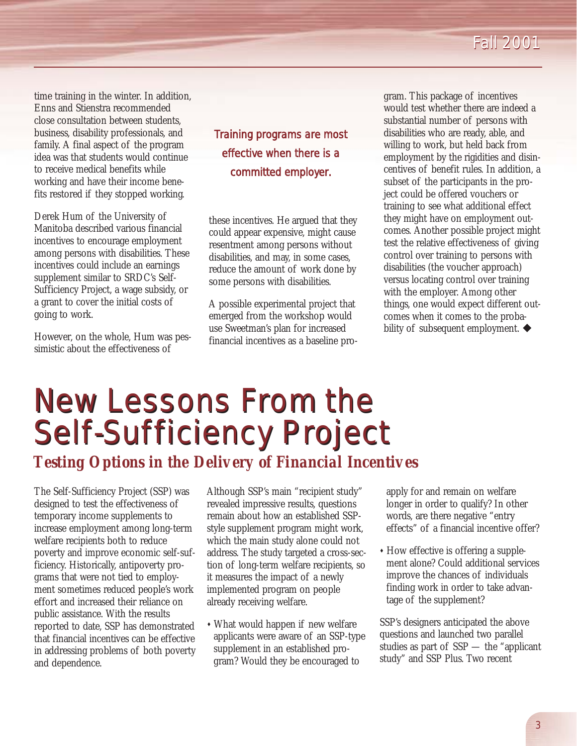time training in the winter. In addition, Enns and Stienstra recommended close consultation between students, business, disability professionals, and family. A final aspect of the program idea was that students would continue to receive medical benefits while working and have their income benefits restored if they stopped working.

Derek Hum of the University of Manitoba described various financial incentives to encourage employment among persons with disabilities. These incentives could include an earnings supplement similar to SRDC's Self-Sufficiency Project, a wage subsidy, or a grant to cover the initial costs of going to work.

However, on the whole, Hum was pessimistic about the effectiveness of these incentives. He argued that they could appear expensive, might cause resentment among persons without disabilities, and may, in some cases, reduce the amount of work done by some persons with disabilities.

> Training programs are most effective when there is a committed employer.

A possible experimental project that emerged from the workshop would use Sweetman's plan for increased financial incentives as a baseline program. This package of incentives would test whether there are indeed a substantial number of persons with disabilities who are ready, able, and willing to work, but held back from employment by the rigidities and disincentives of benefit rules. In addition, a subset of the participants in the project could be offered vouchers or training to see what additional effect they might have on employment outcomes. Another possible project might test the relative effectiveness of giving control over training to persons with disabilities (the voucher approach) versus locating control over training with the employer. Among other things, one would expect different outcomes when it comes to the probability of subsequent employment. ◆

# New Lessons From the Self-Sufficiency Project

## *Testing Options in the Delivery of Financial Incentives*

The Self-Sufficiency Project (SSP) was designed to test the effectiveness of temporary income supplements to increase employment among long-term welfare recipients both to reduce poverty and improve economic self-sufficiency. Historically, antipoverty programs that were not tied to employment sometimes reduced people's work effort and increased their reliance on public assistance. With the results reported to date, SSP has demonstrated that financial incentives can be effective in addressing problems of both poverty and dependence.

Although SSP's main "recipient study" revealed impressive results, questions remain about how an established SSP-style supplement program might work, which the main study alone could not address. The study targeted a cross-section of long-term welfare recipients, so it measures the impact of a newly implemented program on people already receiving welfare.

- What would happen if new welfare applicants were aware of an SSP-type supplement in an established program? Would they be encouraged to apply for and remain on welfare longer in order to qualify? In other words, are there negative "entry effects" of a financial incentive offer?
- How effective is offering a supplement alone? Could additional services improve the chances of individuals finding work in order to take advantage of the supplement?

SSP's designers anticipated the above questions and launched two parallel studies as part of SSP — the "applicant study" and SSP Plus. Two recent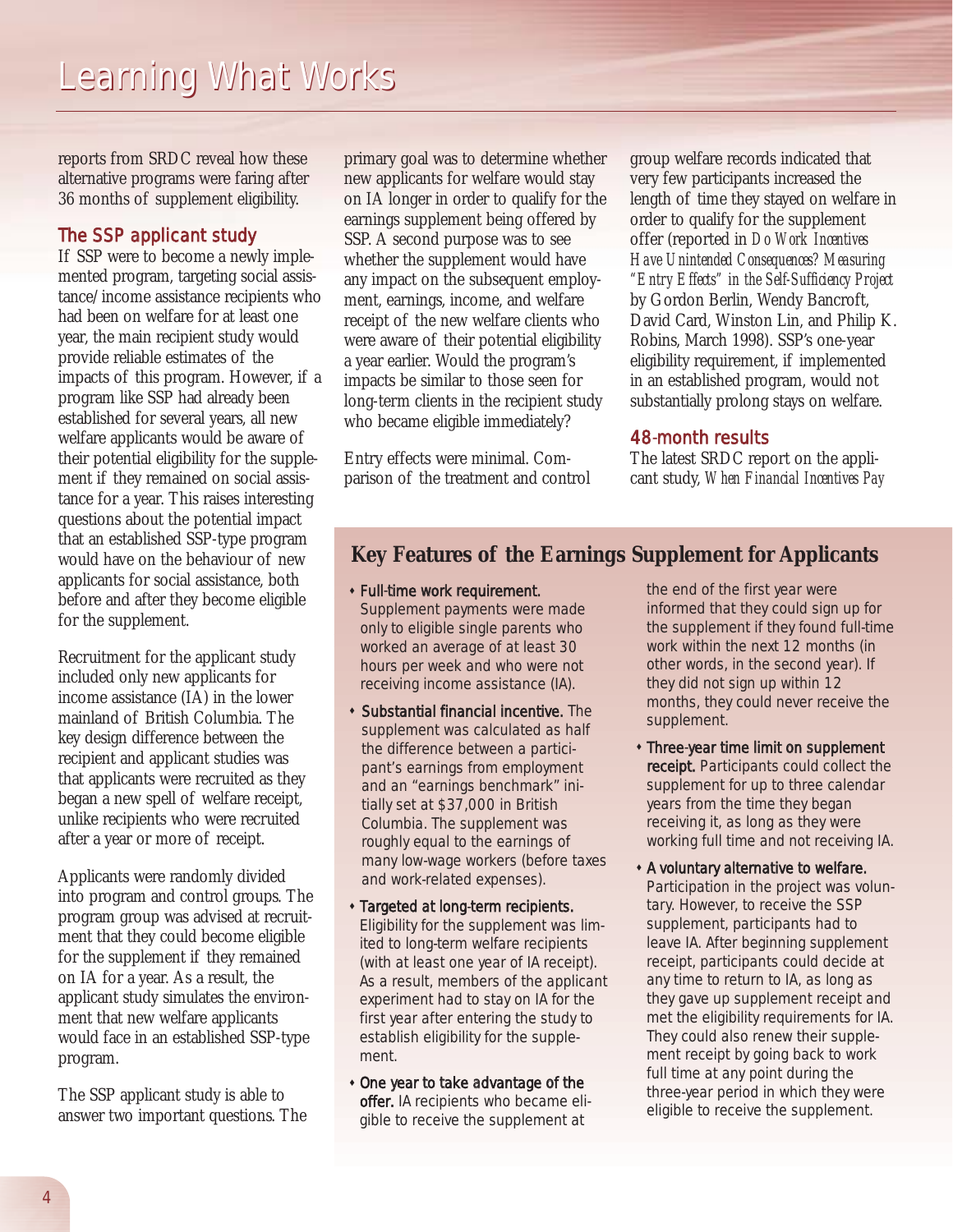reports from SRDC reveal how these alternative programs were faring after 36 months of supplement eligibility.

## The SSP applicant study

If SSP were to become a newly implemented program, targeting social assistance/income assistance recipients who had been on welfare for at least one year, the main recipient study would provide reliable estimates of the impacts of this program. However, if a program like SSP had already been established for several years, all new welfare applicants would be aware of their potential eligibility for the supplement if they remained on social assistance for a year. This raises interesting questions about the potential impact that an established SSP-type program would have on the behaviour of new applicants for social assistance, both before and after they become eligible for the supplement.

Recruitment for the applicant study included only new applicants for income assistance (IA) in the lower mainland of British Columbia. The key design difference between the recipient and applicant studies was that applicants were recruited as they began a new spell of welfare receipt, unlike recipients who were recruited after a year or more of receipt.

Applicants were randomly divided into program and control groups. The program group was advised at recruitment that they could become eligible for the supplement if they remained on IA for a year. As a result, the applicant study simulates the environment that new welfare applicants would face in an established SSP-type program.

The SSP applicant study is able to answer two important questions. The primary goal was to determine whether new applicants for welfare would stay on IA longer in order to qualify for the earnings supplement being offered by SSP. A second purpose was to see whether the supplement would have any impact on the subsequent employment, earnings, income, and welfare receipt of the new welfare clients who were aware of their potential eligibility a year earlier. Would the program's impacts be similar to those seen for long-term clients in the recipient study who became eligible immediately?

Entry effects were minimal. Comparison of the treatment and control group welfare records indicated that very few participants increased the length of time they stayed on welfare in order to qualify for the supplement offer (reported in *Do Work Incentives Have Unintended Consequences? Measuring "Entry Effects" in the Self-Sufficiency Project* by Gordon Berlin, Wendy Bancroft, David Card, Winston Lin, and Philip K. Robins, March 1998). SSP's one-year eligibility requirement, if implemented in an established program, would not substantially prolong stays on welfare.

## 48-month results

The latest SRDC report on the applicant study, *When Financial Incentives Pay*

### Key Features of the Earnings Supplement for Applicants

- **Full-time work requirement.** Supplement payments were made only to eligible single parents who worked an average of at least 30 hours per week and who were not receiving income assistance (IA).
- **Substantial financial incentive.** The supplement was calculated as half the difference between a participant's earnings from employment and an "earnings benchmark" initially set at $37,000 in British Columbia. The supplement was roughly equal to the earnings of many low-wage workers (before taxes and work-related expenses).
- **Targeted at long-term recipients.** Eligibility for the supplement was limited to long-term welfare recipients (with at least one year of IA receipt). As a result, members of the applicant experiment had to stay on IA for the first year after entering the study to establish eligibility for the supplement.
- **One year to take advantage of the offer.** IA recipients who became eligible to receive the supplement at the end of the first year were informed that they could sign up for the supplement if they found full-time work within the next 12 months (in other words, in the second year). If they did not sign up within 12 months, they could never receive the supplement.
- **Three-year time limit on supplement receipt.** Participants could collect the supplement for up to three calendar years from the time they began receiving it, as long as they were working full time and not receiving IA.
- **A voluntary alternative to welfare.** Participation in the project was voluntary. However, to receive the SSP supplement, participants had to leave IA. After beginning supplement receipt, participants could decide at any time to return to IA, as long as they gave up supplement receipt and met the eligibility requirements for IA. They could also renew their supplement receipt by going back to work full time at any point during the three-year period in which they were eligible to receive the supplement.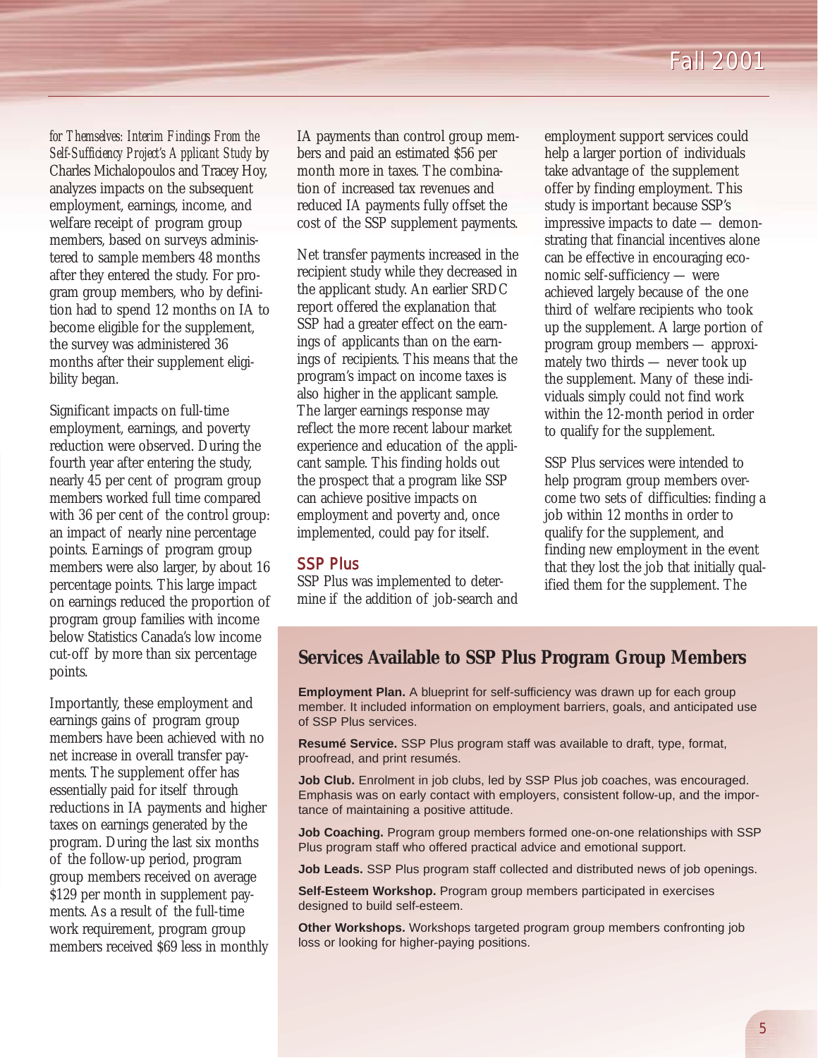*for Themselves: Interim Findings From the Self-Sufficiency Project's Applicant Study* by Charles Michalopoulos and Tracey Hoy, analyzes impacts on the subsequent employment, earnings, income, and welfare receipt of program group members, based on surveys administered to sample members 48 months after they entered the study. For program group members, who by definition had to spend 12 months on IA to become eligible for the supplement, the survey was administered 36 months after their supplement eligibility began.

Significant impacts on full-time employment, earnings, and poverty reduction were observed. During the fourth year after entering the study, nearly 45 per cent of program group members worked full time compared with 36 per cent of the control group: an impact of nearly nine percentage points. Earnings of program group members were also larger, by about 16 percentage points. This large impact on earnings reduced the proportion of program group families with income below Statistics Canada's low income cut-off by more than six percentage points.

Importantly, these employment and earnings gains of program group members have been achieved with no net increase in overall transfer payments. The supplement offer has essentially paid for itself through reductions in IA payments and higher taxes on earnings generated by the program. During the last six months of the follow-up period, program group members received on average $129 per month in supplement payments. As a result of the full-time work requirement, program group members received $69 less in monthly IA payments than control group members and paid an estimated $56 per month more in taxes. The combination of increased tax revenues and reduced IA payments fully offset the cost of the SSP supplement payments.

Net transfer payments increased in the recipient study while they decreased in the applicant study. An earlier SRDC report offered the explanation that SSP had a greater effect on the earnings of applicants than on the earnings of recipients. This means that the program's impact on income taxes is also higher in the applicant sample. The larger earnings response may reflect the more recent labour market experience and education of the applicant sample. This finding holds out the prospect that a program like SSP can achieve positive impacts on employment and poverty and, once implemented, could pay for itself.

## SSP Plus

SSP Plus was implemented to determine if the addition of job-search and employment support services could help a larger portion of individuals take advantage of the supplement offer by finding employment. This study is important because SSP's impressive impacts to date — demonstrating that financial incentives alone can be effective in encouraging economic self-sufficiency — were achieved largely because of the one third of welfare recipients who took up the supplement. A large portion of program group members — approximately two thirds — never took up the supplement. Many of these individuals simply could not find work within the 12-month period in order to qualify for the supplement.

SSP Plus services were intended to help program group members overcome two sets of difficulties: finding a job within 12 months in order to qualify for the supplement, and finding new employment in the event that they lost the job that initially qualified them for the supplement. The

### Services Available to SSP Plus Program Group Members

**Employment Plan.** A blueprint for self-sufficiency was drawn up for each group member. It included information on employment barriers, goals, and anticipated use of SSP Plus services.

**Resumé Service.** SSP Plus program staff was available to draft, type, format, proofread, and print resumés.

**Job Club.** Enrolment in job clubs, led by SSP Plus job coaches, was encouraged. Emphasis was on early contact with employers, consistent follow-up, and the importance of maintaining a positive attitude.

**Job Coaching.** Program group members formed one-on-one relationships with SSP Plus program staff who offered practical advice and emotional support.

**Job Leads.** SSP Plus program staff collected and distributed news of job openings.

**Self-Esteem Workshop.** Program group members participated in exercises designed to build self-esteem.

**Other Workshops.** Workshops targeted program group members confronting job loss or looking for higher-paying positions.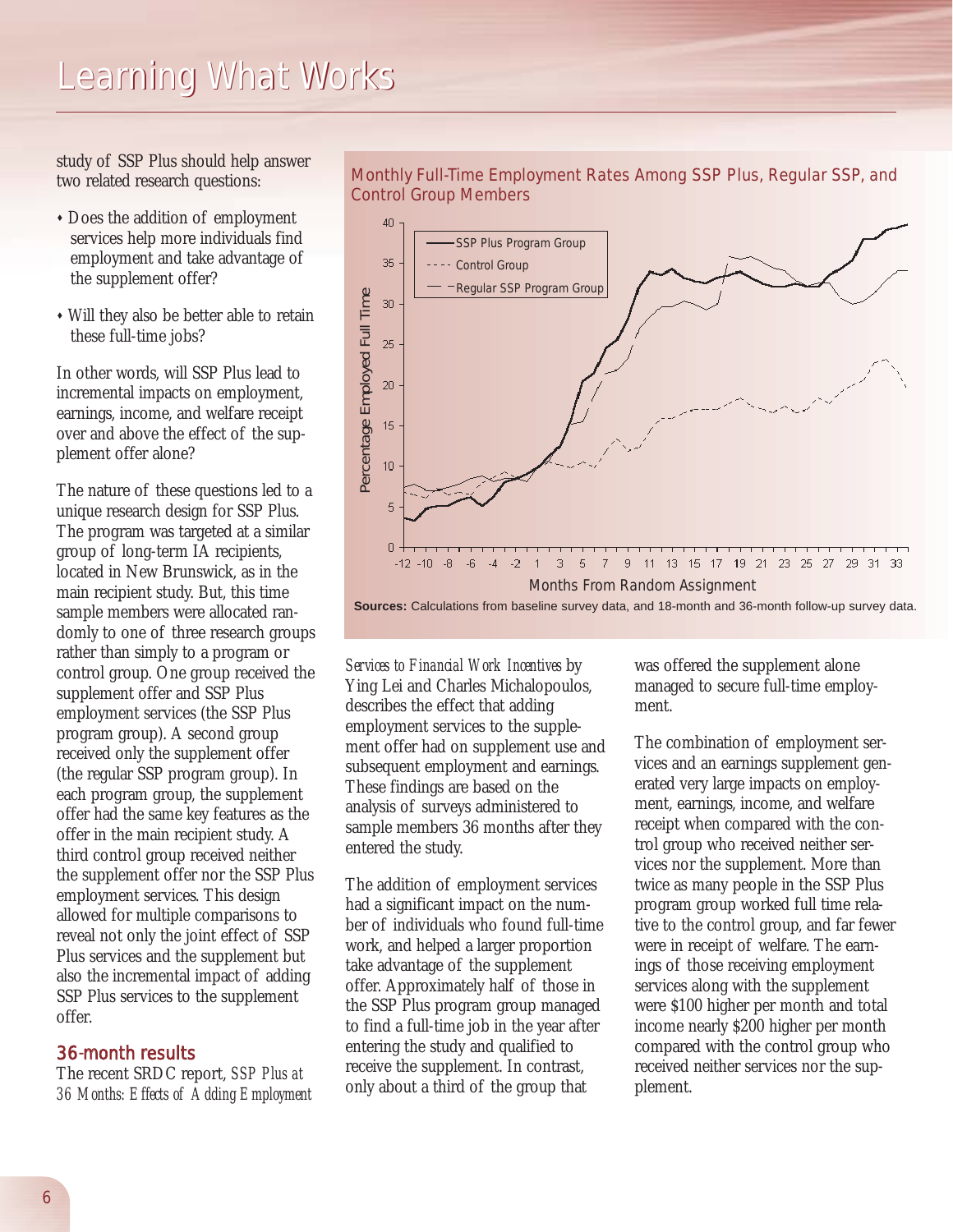study of SSP Plus should help answer two related research questions:

- Does the addition of employment services help more individuals find employment and take advantage of the supplement offer?
- Will they also be better able to retain these full-time jobs?

In other words, will SSP Plus lead to incremental impacts on employment, earnings, income, and welfare receipt over and above the effect of the supplement offer alone?

The nature of these questions led to a unique research design for SSP Plus. The program was targeted at a similar group of long-term IA recipients, located in New Brunswick, as in the main recipient study. But, this time sample members were allocated randomly to one of three research groups rather than simply to a program or control group. One group received the supplement offer and SSP Plus employment services (the SSP Plus program group). A second group received only the supplement offer (the regular SSP program group). In each program group, the supplement offer had the same key features as the offer in the main recipient study. A third control group received neither the supplement offer nor the SSP Plus employment services. This design allowed for multiple comparisons to reveal not only the joint effect of SSP Plus services and the supplement but also the incremental impact of adding SSP Plus services to the supplement offer.

Monthly Full-Time Employment Rates Among SSP Plus, Regular SSP, and Control Group Members

**Sources:** Calculations from baseline survey data, and 18-month and 36-month follow-up survey data.

## 36-month results

The recent SRDC report, *SSP Plus at 36 Months: Effects of Adding Employment Services to Financial Work Incentives* by Ying Lei and Charles Michalopoulos, describes the effect that adding employment services to the supplement offer had on supplement use and subsequent employment and earnings. These findings are based on the analysis of surveys administered to sample members 36 months after they entered the study.

The addition of employment services had a significant impact on the number of individuals who found full-time work, and helped a larger proportion take advantage of the supplement offer. Approximately half of those in the SSP Plus program group managed to find a full-time job in the year after entering the study and qualified to receive the supplement. In contrast, only about a third of the group that was offered the supplement alone managed to secure full-time employment.

The combination of employment services and an earnings supplement generated very large impacts on employment, earnings, income, and welfare receipt when compared with the control group who received neither services nor the supplement. More than twice as many people in the SSP Plus program group worked full time relative to the control group, and far fewer were in receipt of welfare. The earnings of those receiving employment services along with the supplement were $100 higher per month and total income nearly $200 higher per month compared with the control group who received neither services nor the supplement.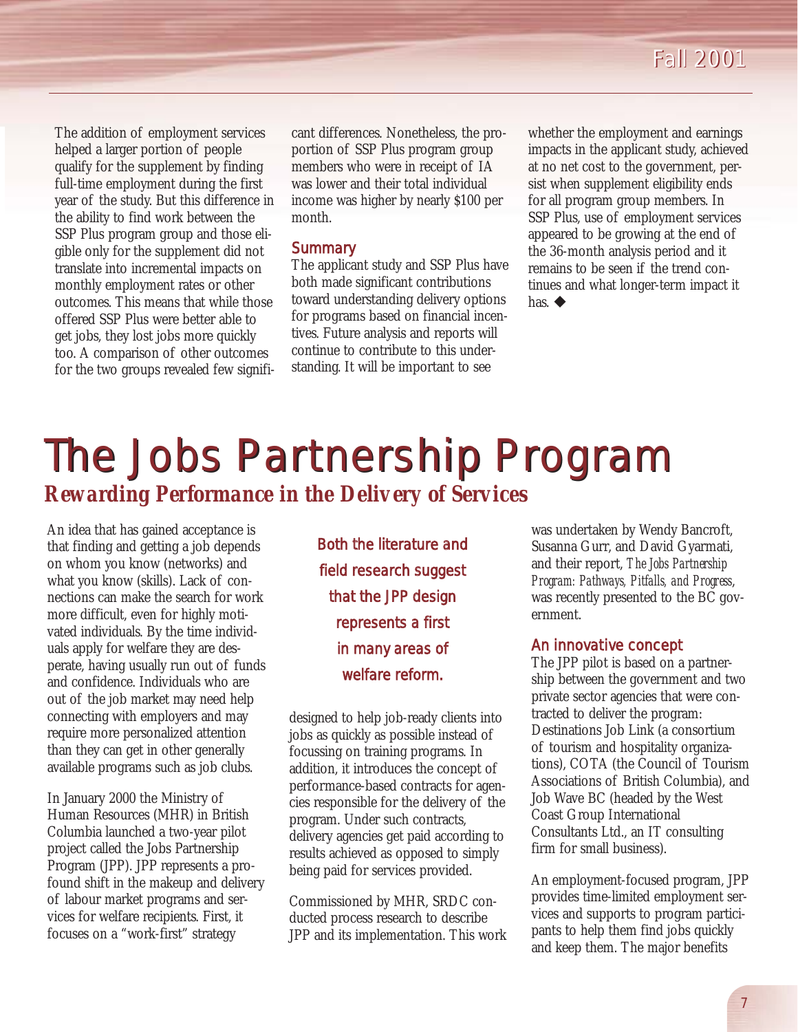The addition of employment services helped a larger portion of people qualify for the supplement by finding full-time employment during the first year of the study. But this difference in the ability to find work between the SSP Plus program group and those eligible only for the supplement did not translate into incremental impacts on monthly employment rates or other outcomes. This means that while those offered SSP Plus were better able to get jobs, they lost jobs more quickly too. A comparison of other outcomes for the two groups revealed few significant differences. Nonetheless, the proportion of SSP Plus program group members who were in receipt of IA was lower and their total individual income was higher by nearly $100 per month.

### Summary

The applicant study and SSP Plus have both made significant contributions toward understanding delivery options for programs based on financial incentives. Future analysis and reports will continue to contribute to this understanding. It will be important to see whether the employment and earnings impacts in the applicant study, achieved at no net cost to the government, persist when supplement eligibility ends for all program group members. In SSP Plus, use of employment services appeared to be growing at the end of the 36-month analysis period and it remains to be seen if the trend continues and what longer-term impact it has. ◆

# The Jobs Partnership Program

## *Rewarding Performance in the Delivery of Services*

An idea that has gained acceptance is that finding and getting a job depends on whom you know (networks) and what you know (skills). Lack of connections can make the search for work more difficult, even for highly motivated individuals. By the time individuals apply for welfare they are desperate, having usually run out of funds and confidence. Individuals who are out of the job market may need help connecting with employers and may require more personalized attention than they can get in other generally available programs such as job clubs.

In January 2000 the Ministry of Human Resources (MHR) in British Columbia launched a two-year pilot project called the Jobs Partnership Program (JPP). JPP represents a profound shift in the makeup and delivery of labour market programs and services for welfare recipients. First, it focuses on a "work-first" strategy designed to help job-ready clients into jobs as quickly as possible instead of focussing on training programs. In addition, it introduces the concept of performance-based contracts for agencies responsible for the delivery of the program. Under such contracts, delivery agencies get paid according to results achieved as opposed to simply being paid for services provided.

> Both the literature and field research suggest that the JPP design represents a first in many areas of welfare reform.

Commissioned by MHR, SRDC conducted process research to describe JPP and its implementation. This work was undertaken by Wendy Bancroft, Susanna Gurr, and David Gyarmati, and their report, *The Jobs Partnership Program: Pathways, Pitfalls, and Progress*, was recently presented to the BC government.

### An innovative concept

The JPP pilot is based on a partnership between the government and two private sector agencies that were contracted to deliver the program: Destinations Job Link (a consortium of tourism and hospitality organizations), COTA (the Council of Tourism Associations of British Columbia), and Job Wave BC (headed by the West Coast Group International Consultants Ltd., an IT consulting firm for small business).

An employment-focused program, JPP provides time-limited employment services and supports to program participants to help them find jobs quickly and keep them. The major benefits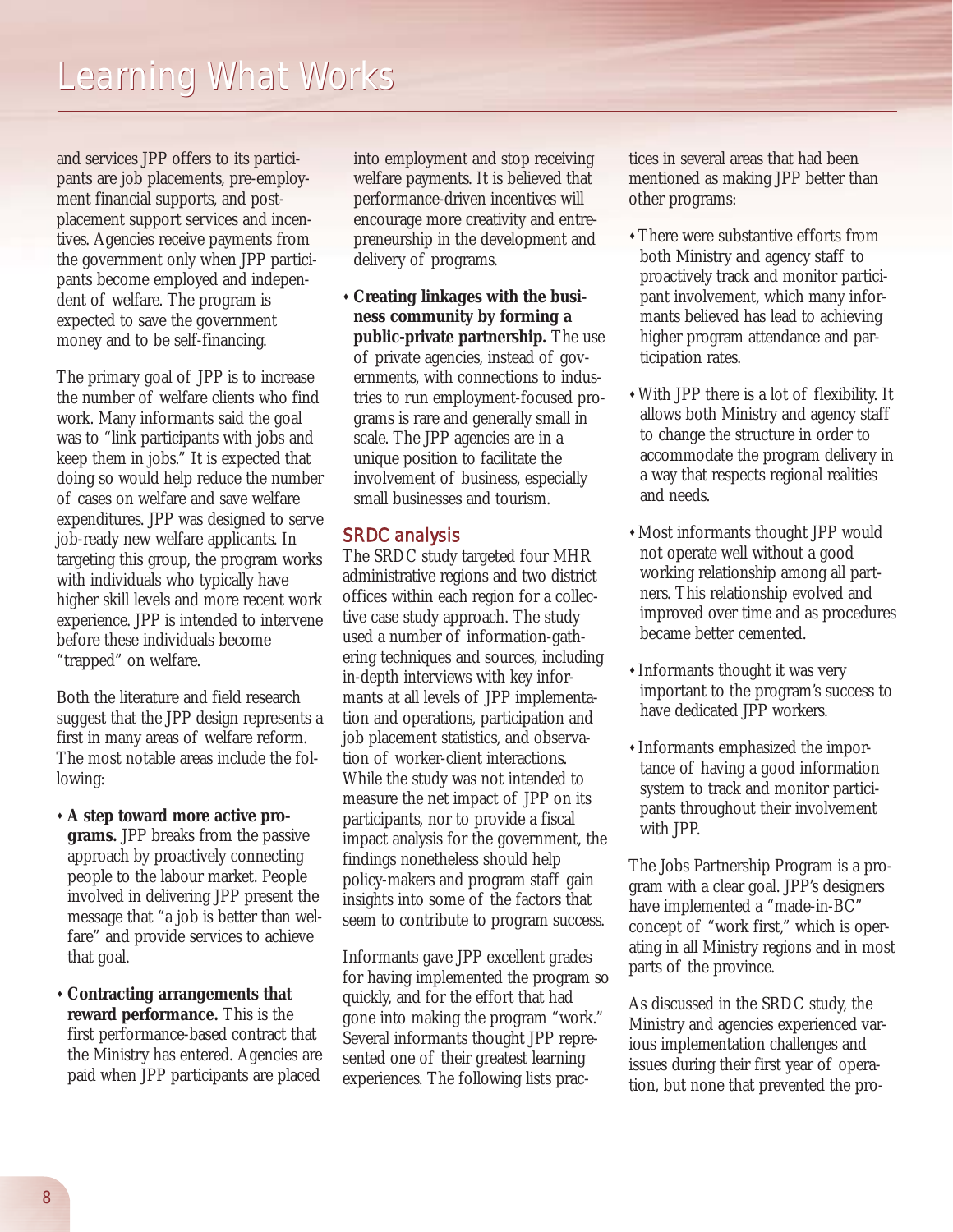and services JPP offers to its participants are job placements, pre-employment financial supports, and post-placement support services and incentives. Agencies receive payments from the government only when JPP participants become employed and independent of welfare. The program is expected to save the government money and to be self-financing.

The primary goal of JPP is to increase the number of welfare clients who find work. Many informants said the goal was to "link participants with jobs and keep them in jobs." It is expected that doing so would help reduce the number of cases on welfare and save welfare expenditures. JPP was designed to serve job-ready new welfare applicants. In targeting this group, the program works with individuals who typically have higher skill levels and more recent work experience. JPP is intended to intervene before these individuals become "trapped" on welfare.

Both the literature and field research suggest that the JPP design represents a first in many areas of welfare reform. The most notable areas include the following:

- **A step toward more active programs.** JPP breaks from the passive approach by proactively connecting people to the labour market. People involved in delivering JPP present the message that "a job is better than welfare" and provide services to achieve that goal.
- **Contracting arrangements that reward performance.** This is the first performance-based contract that the Ministry has entered. Agencies are paid when JPP participants are placed into employment and stop receiving welfare payments. It is believed that performance-driven incentives will encourage more creativity and entrepreneurship in the development and delivery of programs.
- **Creating linkages with the business community by forming a public-private partnership.** The use of private agencies, instead of governments, with connections to industries to run employment-focused programs is rare and generally small in scale. The JPP agencies are in a unique position to facilitate the involvement of business, especially small businesses and tourism.

## SRDC analysis

The SRDC study targeted four MHR administrative regions and two district offices within each region for a collective case study approach. The study used a number of information-gathering techniques and sources, including in-depth interviews with key informants at all levels of JPP implementation and operations, participation and job placement statistics, and observation of worker-client interactions. While the study was not intended to measure the net impact of JPP on its participants, nor to provide a fiscal impact analysis for the government, the findings nonetheless should help policy-makers and program staff gain insights into some of the factors that seem to contribute to program success.

Informants gave JPP excellent grades for having implemented the program so quickly, and for the effort that had gone into making the program "work." Several informants thought JPP represented one of their greatest learning experiences. The following lists practices in several areas that had been mentioned as making JPP better than other programs:

- There were substantive efforts from both Ministry and agency staff to proactively track and monitor participant involvement, which many informants believed has lead to achieving higher program attendance and participation rates.
- With JPP there is a lot of flexibility. It allows both Ministry and agency staff to change the structure in order to accommodate the program delivery in a way that respects regional realities and needs.
- Most informants thought JPP would not operate well without a good working relationship among all partners. This relationship evolved and improved over time and as procedures became better cemented.
- Informants thought it was very important to the program's success to have dedicated JPP workers.
- Informants emphasized the importance of having a good information system to track and monitor participants throughout their involvement with JPP.

The Jobs Partnership Program is a program with a clear goal. JPP's designers have implemented a "made-in-BC" concept of "work first," which is operating in all Ministry regions and in most parts of the province.

As discussed in the SRDC study, the Ministry and agencies experienced various implementation challenges and issues during their first year of operation, but none that prevented the pro-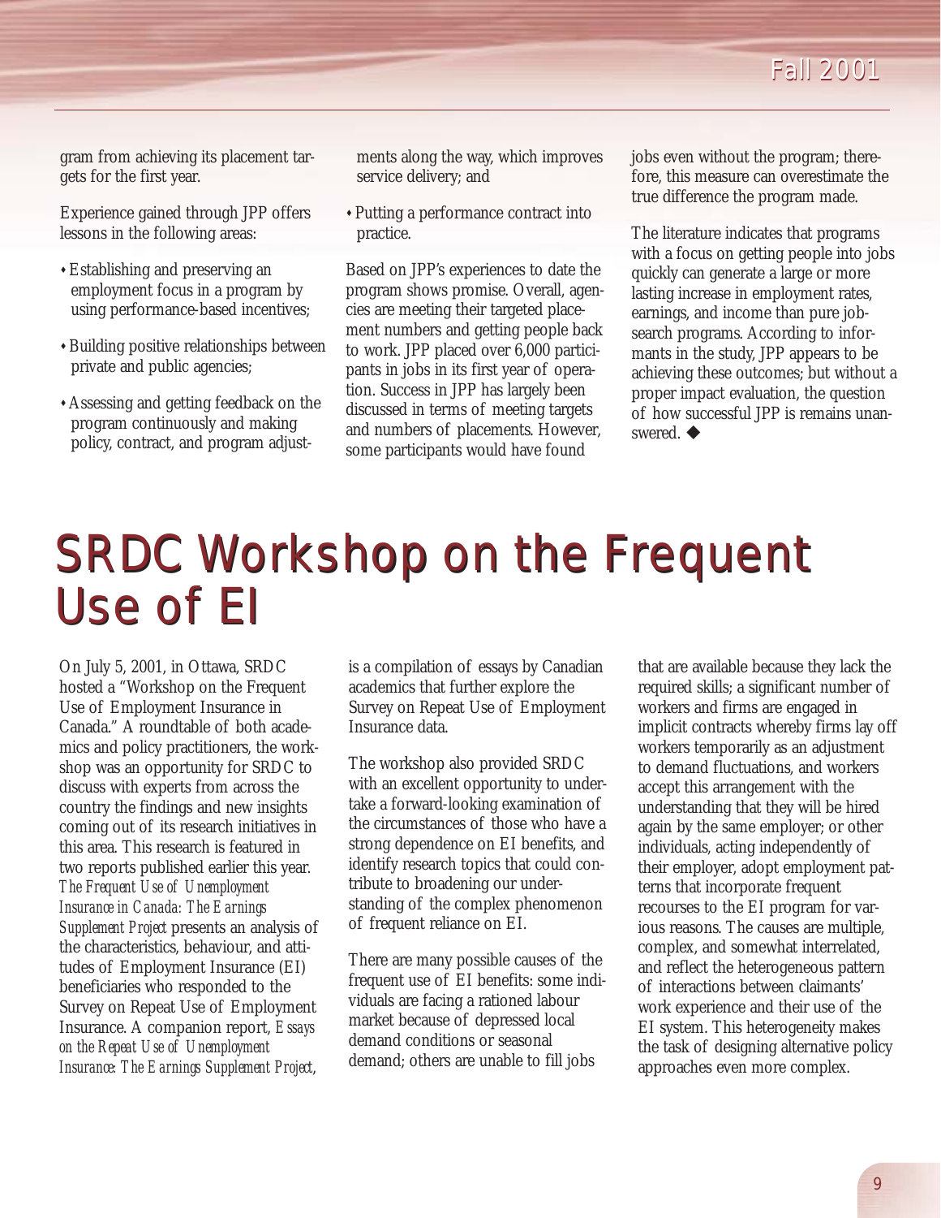gram from achieving its placement targets for the first year.

Experience gained through JPP offers lessons in the following areas:

- Establishing and preserving an employment focus in a program by using performance-based incentives;
- Building positive relationships between private and public agencies;
- Assessing and getting feedback on the program continuously and making policy, contract, and program adjustments along the way, which improves service delivery; and
- Putting a performance contract into practice.

Based on JPP's experiences to date the program shows promise. Overall, agencies are meeting their targeted placement numbers and getting people back to work. JPP placed over 6,000 participants in jobs in its first year of operation. Success in JPP has largely been discussed in terms of meeting targets and numbers of placements. However, some participants would have found jobs even without the program; therefore, this measure can overestimate the true difference the program made.

The literature indicates that programs with a focus on getting people into jobs quickly can generate a large or more lasting increase in employment rates, earnings, and income than pure job-search programs. According to informants in the study, JPP appears to be achieving these outcomes; but without a proper impact evaluation, the question of how successful JPP is remains unanswered. ◆

# SRDC Workshop on the Frequent Use of EI

On July 5, 2001, in Ottawa, SRDC hosted a "Workshop on the Frequent Use of Employment Insurance in Canada." A roundtable of both academics and policy practitioners, the workshop was an opportunity for SRDC to discuss with experts from across the country the findings and new insights coming out of its research initiatives in this area. This research is featured in two reports published earlier this year. *The Frequent Use of Unemployment Insurance in Canada: The Earnings Supplement Project* presents an analysis of the characteristics, behaviour, and attitudes of Employment Insurance (EI) beneficiaries who responded to the Survey on Repeat Use of Employment Insurance. A companion report, *Essays on the Repeat Use of Unemployment Insurance: The Earnings Supplement Project*, is a compilation of essays by Canadian academics that further explore the Survey on Repeat Use of Employment Insurance data.

The workshop also provided SRDC with an excellent opportunity to undertake a forward-looking examination of the circumstances of those who have a strong dependence on EI benefits, and identify research topics that could contribute to broadening our understanding of the complex phenomenon of frequent reliance on EI.

There are many possible causes of the frequent use of EI benefits: some individuals are facing a rationed labour market because of depressed local demand conditions or seasonal demand; others are unable to fill jobs that are available because they lack the required skills; a significant number of workers and firms are engaged in implicit contracts whereby firms lay off workers temporarily as an adjustment to demand fluctuations, and workers accept this arrangement with the understanding that they will be hired again by the same employer; or other individuals, acting independently of their employer, adopt employment patterns that incorporate frequent recourses to the EI program for various reasons. The causes are multiple, complex, and somewhat interrelated, and reflect the heterogeneous pattern of interactions between claimants' work experience and their use of the EI system. This heterogeneity makes the task of designing alternative policy approaches even more complex.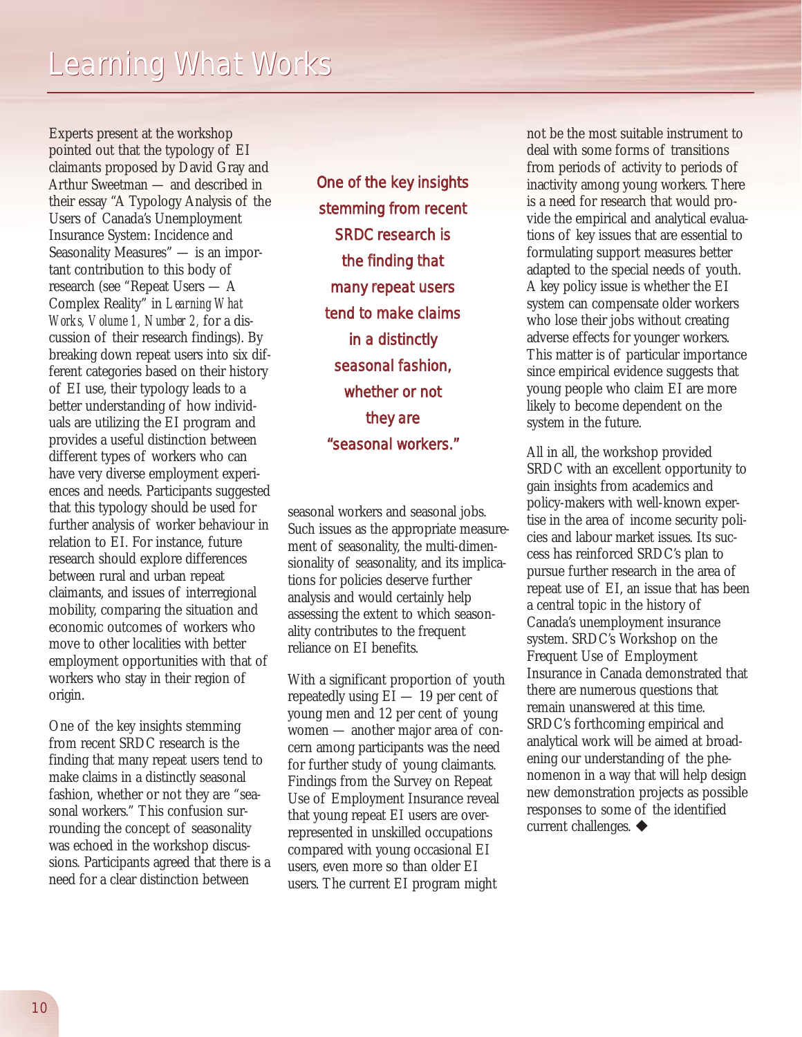Experts present at the workshop pointed out that the typology of EI claimants proposed by David Gray and Arthur Sweetman — and described in their essay "A Typology Analysis of the Users of Canada's Unemployment Insurance System: Incidence and Seasonality Measures" — is an important contribution to this body of research (see "Repeat Users — A Complex Reality" in *Learning What Works, Volume 1, Number 2,* for a discussion of their research findings). By breaking down repeat users into six different categories based on their history of EI use, their typology leads to a better understanding of how individuals are utilizing the EI program and provides a useful distinction between different types of workers who can have very diverse employment experiences and needs. Participants suggested that this typology should be used for further analysis of worker behaviour in relation to EI. For instance, future research should explore differences between rural and urban repeat claimants, and issues of interregional mobility, comparing the situation and economic outcomes of workers who move to other localities with better employment opportunities with that of workers who stay in their region of origin.

One of the key insights stemming from recent SRDC research is the finding that many repeat users tend to make claims in a distinctly seasonal fashion, whether or not they are "seasonal workers." This confusion surrounding the concept of seasonality was echoed in the workshop discussions. Participants agreed that there is a need for a clear distinction between seasonal workers and seasonal jobs. Such issues as the appropriate measurement of seasonality, the multi-dimensionality of seasonality, and its implications for policies deserve further analysis and would certainly help assessing the extent to which seasonality contributes to the frequent reliance on EI benefits.

> One of the key insights stemming from recent SRDC research is the finding that many repeat users tend to make claims in a distinctly seasonal fashion, whether or not they are "seasonal workers."

With a significant proportion of youth repeatedly using EI — 19 per cent of young men and 12 per cent of young women — another major area of concern among participants was the need for further study of young claimants. Findings from the Survey on Repeat Use of Employment Insurance reveal that young repeat EI users are overrepresented in unskilled occupations compared with young occasional EI users, even more so than older EI users. The current EI program might not be the most suitable instrument to deal with some forms of transitions from periods of activity to periods of inactivity among young workers. There is a need for research that would provide the empirical and analytical evaluations of key issues that are essential to formulating support measures better adapted to the special needs of youth. A key policy issue is whether the EI system can compensate older workers who lose their jobs without creating adverse effects for younger workers. This matter is of particular importance since empirical evidence suggests that young people who claim EI are more likely to become dependent on the system in the future.

All in all, the workshop provided SRDC with an excellent opportunity to gain insights from academics and policy-makers with well-known expertise in the area of income security policies and labour market issues. Its success has reinforced SRDC's plan to pursue further research in the area of repeat use of EI, an issue that has been a central topic in the history of Canada's unemployment insurance system. SRDC's Workshop on the Frequent Use of Employment Insurance in Canada demonstrated that there are numerous questions that remain unanswered at this time. SRDC's forthcoming empirical and analytical work will be aimed at broadening our understanding of the phenomenon in a way that will help design new demonstration projects as possible responses to some of the identified current challenges. ◆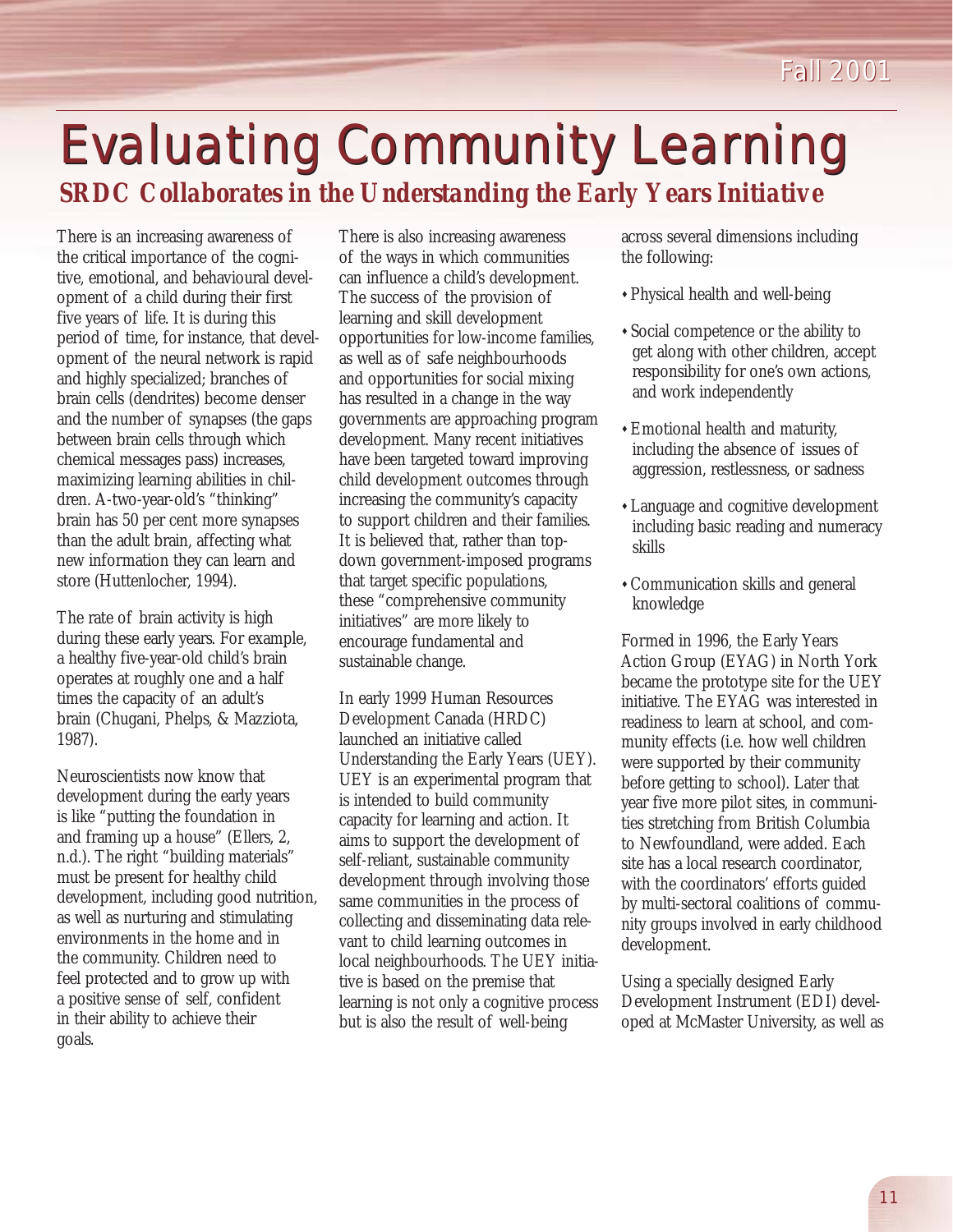# Evaluating Community Learning

## *SRDC Collaborates in the Understanding the Early Years Initiative*

There is an increasing awareness of the critical importance of the cognitive, emotional, and behavioural development of a child during their first five years of life. It is during this period of time, for instance, that development of the neural network is rapid and highly specialized; branches of brain cells (dendrites) become denser and the number of synapses (the gaps between brain cells through which chemical messages pass) increases, maximizing learning abilities in children. A-two-year-old's "thinking" brain has 50 per cent more synapses than the adult brain, affecting what new information they can learn and store (Huttenlocher, 1994).

The rate of brain activity is high during these early years. For example, a healthy five-year-old child's brain operates at roughly one and a half times the capacity of an adult's brain (Chugani, Phelps, & Mazziota, 1987).

Neuroscientists now know that development during the early years is like "putting the foundation in and framing up a house" (Ellers, 2, n.d.). The right "building materials" must be present for healthy child development, including good nutrition, as well as nurturing and stimulating environments in the home and in the community. Children need to feel protected and to grow up with a positive sense of self, confident in their ability to achieve their goals.

There is also increasing awareness of the ways in which communities can influence a child's development. The success of the provision of learning and skill development opportunities for low-income families, as well as of safe neighbourhoods and opportunities for social mixing has resulted in a change in the way governments are approaching program development. Many recent initiatives have been targeted toward improving child development outcomes through increasing the community's capacity to support children and their families. It is believed that, rather than top-down government-imposed programs that target specific populations, these "comprehensive community initiatives" are more likely to encourage fundamental and sustainable change.

In early 1999 Human Resources Development Canada (HRDC) launched an initiative called Understanding the Early Years (UEY). UEY is an experimental program that is intended to build community capacity for learning and action. It aims to support the development of self-reliant, sustainable community development through involving those same communities in the process of collecting and disseminating data relevant to child learning outcomes in local neighbourhoods. The UEY initiative is based on the premise that learning is not only a cognitive process but is also the result of well-being across several dimensions including the following:

- Physical health and well-being
- Social competence or the ability to get along with other children, accept responsibility for one's own actions, and work independently
- Emotional health and maturity, including the absence of issues of aggression, restlessness, or sadness
- Language and cognitive development including basic reading and numeracy skills
- Communication skills and general knowledge

Formed in 1996, the Early Years Action Group (EYAG) in North York became the prototype site for the UEY initiative. The EYAG was interested in readiness to learn at school, and community effects (i.e. how well children were supported by their community before getting to school). Later that year five more pilot sites, in communities stretching from British Columbia to Newfoundland, were added. Each site has a local research coordinator, with the coordinators' efforts guided by multi-sectoral coalitions of community groups involved in early childhood development.

Using a specially designed Early Development Instrument (EDI) developed at McMaster University, as well as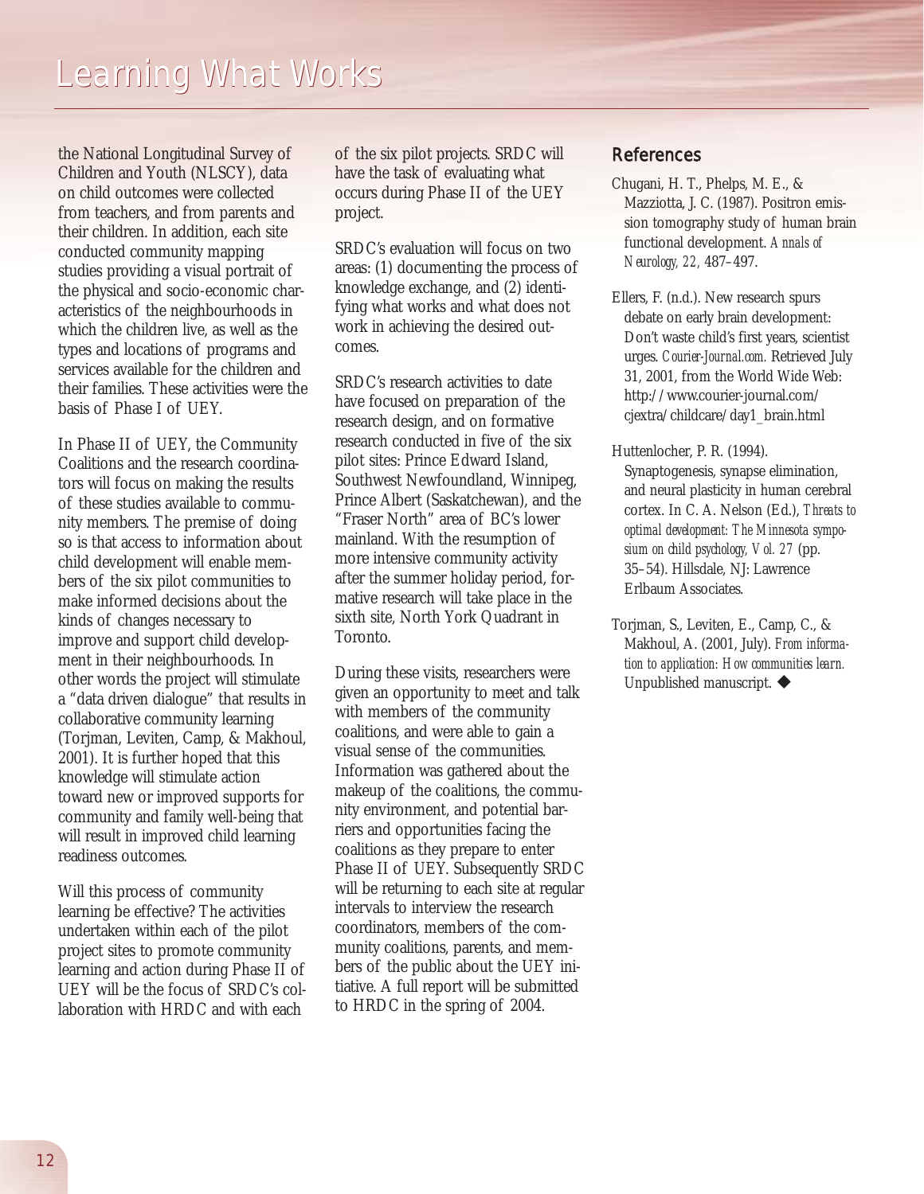the National Longitudinal Survey of Children and Youth (NLSCY), data on child outcomes were collected from teachers, and from parents and their children. In addition, each site conducted community mapping studies providing a visual portrait of the physical and socio-economic characteristics of the neighbourhoods in which the children live, as well as the types and locations of programs and services available for the children and their families. These activities were the basis of Phase I of UEY.

In Phase II of UEY, the Community Coalitions and the research coordinators will focus on making the results of these studies available to community members. The premise of doing so is that access to information about child development will enable members of the six pilot communities to make informed decisions about the kinds of changes necessary to improve and support child development in their neighbourhoods. In other words the project will stimulate a "data driven dialogue" that results in collaborative community learning (Torjman, Leviten, Camp, & Makhoul, 2001). It is further hoped that this knowledge will stimulate action toward new or improved supports for community and family well-being that will result in improved child learning readiness outcomes.

Will this process of community learning be effective? The activities undertaken within each of the pilot project sites to promote community learning and action during Phase II of UEY will be the focus of SRDC's collaboration with HRDC and with each of the six pilot projects. SRDC will have the task of evaluating what occurs during Phase II of the UEY project.

SRDC's evaluation will focus on two areas: (1) documenting the process of knowledge exchange, and (2) identifying what works and what does not work in achieving the desired outcomes.

SRDC's research activities to date have focused on preparation of the research design, and on formative research conducted in five of the six pilot sites: Prince Edward Island, Southwest Newfoundland, Winnipeg, Prince Albert (Saskatchewan), and the "Fraser North" area of BC's lower mainland. With the resumption of more intensive community activity after the summer holiday period, formative research will take place in the sixth site, North York Quadrant in Toronto.

During these visits, researchers were given an opportunity to meet and talk with members of the community coalitions, and were able to gain a visual sense of the communities. Information was gathered about the makeup of the coalitions, the community environment, and potential barriers and opportunities facing the coalitions as they prepare to enter Phase II of UEY. Subsequently SRDC will be returning to each site at regular intervals to interview the research coordinators, members of the community coalitions, parents, and members of the public about the UEY initiative. A full report will be submitted to HRDC in the spring of 2004.

## References

Chugani, H. T., Phelps, M. E., & Mazziotta, J. C. (1987). Positron emission tomography study of human brain functional development. *Annals of Neurology, 22,* 487–497.

Ellers, F. (n.d.). New research spurs debate on early brain development: Don't waste child's first years, scientist urges. *Courier-Journal.com.* Retrieved July 31, 2001, from the World Wide Web: http://www.courier-journal.com/cjextra/childcare/day1_brain.html

Huttenlocher, P. R. (1994). Synaptogenesis, synapse elimination, and neural plasticity in human cerebral cortex. In C. A. Nelson (Ed.), *Threats to optimal development: The Minnesota symposium on child psychology, Vol. 27* (pp. 35–54). Hillsdale, NJ: Lawrence Erlbaum Associates.

Torjman, S., Leviten, E., Camp, C., & Makhoul, A. (2001, July). *From information to application: How communities learn.* Unpublished manuscript. ◆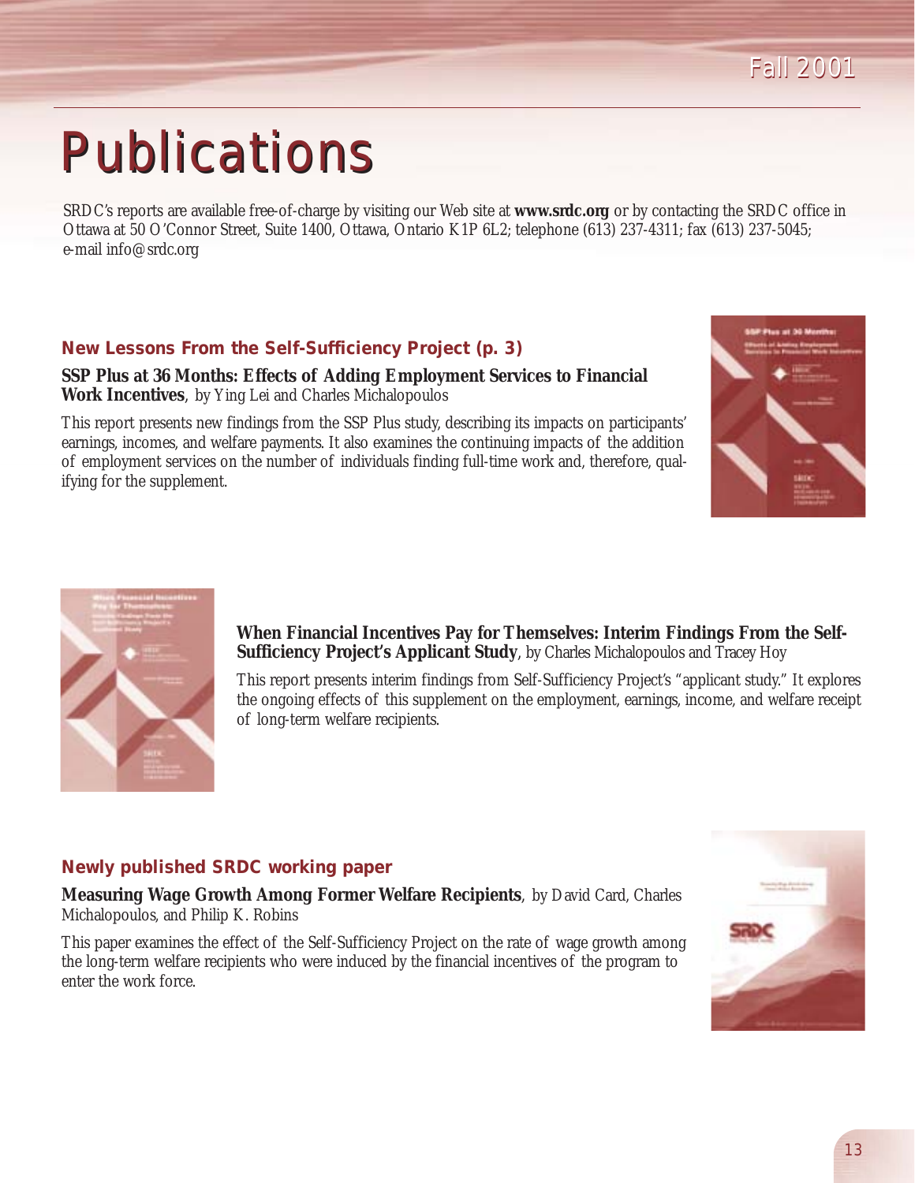# Publications

SRDC's reports are available free-of-charge by visiting our Web site at **www.srdc.org** or by contacting the SRDC office in Ottawa at 50 O'Connor Street, Suite 1400, Ottawa, Ontario K1P 6L2; telephone (613) 237-4311; fax (613) 237-5045; e-mail info@srdc.org

## New Lessons From the Self-Sufficiency Project (p. 3)

**SSP Plus at 36 Months: Effects of Adding Employment Services to Financial Work Incentives**, by Ying Lei and Charles Michalopoulos

This report presents new findings from the SSP Plus study, describing its impacts on participants' earnings, incomes, and welfare payments. It also examines the continuing impacts of the addition of employment services on the number of individuals finding full-time work and, therefore, qualifying for the supplement.

**When Financial Incentives Pay for Themselves: Interim Findings From the Self-Sufficiency Project's Applicant Study**, by Charles Michalopoulos and Tracey Hoy

This report presents interim findings from Self-Sufficiency Project's "applicant study." It explores the ongoing effects of this supplement on the employment, earnings, income, and welfare receipt of long-term welfare recipients.

## Newly published SRDC working paper

**Measuring Wage Growth Among Former Welfare Recipients**, by David Card, Charles Michalopoulos, and Philip K. Robins

This paper examines the effect of the Self-Sufficiency Project on the rate of wage growth among the long-term welfare recipients who were induced by the financial incentives of the program to enter the work force.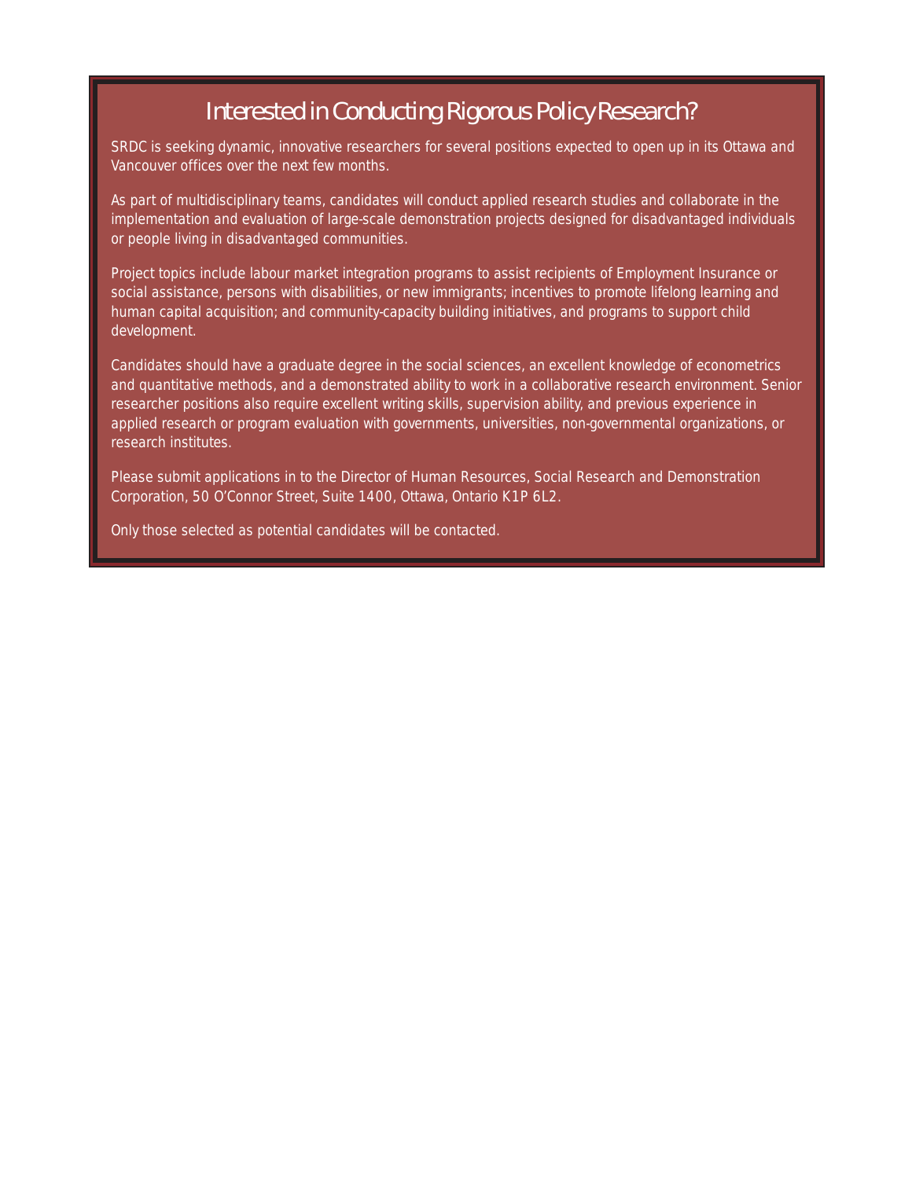## Interested in Conducting Rigorous Policy Research?

SRDC is seeking dynamic, innovative researchers for several positions expected to open up in its Ottawa and Vancouver offices over the next few months.

As part of multidisciplinary teams, candidates will conduct applied research studies and collaborate in the implementation and evaluation of large-scale demonstration projects designed for disadvantaged individuals or people living in disadvantaged communities.

Project topics include labour market integration programs to assist recipients of Employment Insurance or social assistance, persons with disabilities, or new immigrants; incentives to promote lifelong learning and human capital acquisition; and community-capacity building initiatives, and programs to support child development.

Candidates should have a graduate degree in the social sciences, an excellent knowledge of econometrics and quantitative methods, and a demonstrated ability to work in a collaborative research environment. Senior researcher positions also require excellent writing skills, supervision ability, and previous experience in applied research or program evaluation with governments, universities, non-governmental organizations, or research institutes.

Please submit applications in to the Director of Human Resources, Social Research and Demonstration Corporation, 50 O'Connor Street, Suite 1400, Ottawa, Ontario K1P 6L2.

Only those selected as potential candidates will be contacted.